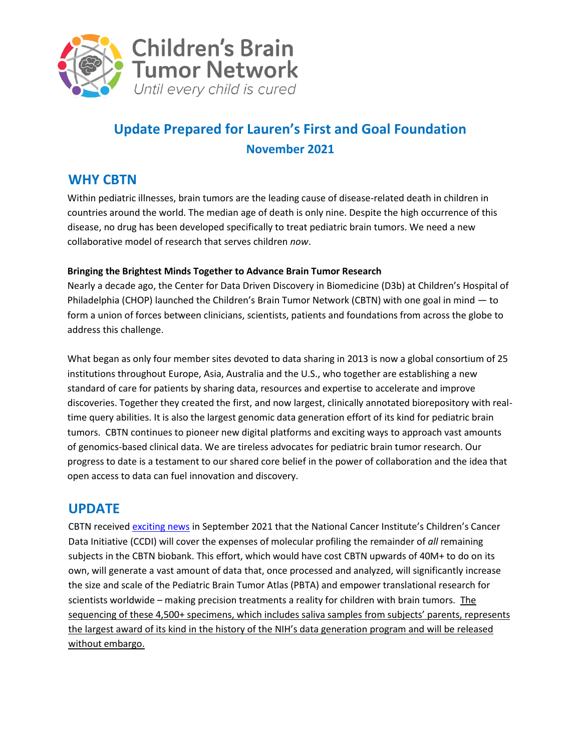Children's Brain Tumor Network
*Until every child is cured*

# Update Prepared for Lauren's First and Goal Foundation

## November 2021

## WHY CBTN

Within pediatric illnesses, brain tumors are the leading cause of disease-related death in children in countries around the world. The median age of death is only nine. Despite the high occurrence of this disease, no drug has been developed specifically to treat pediatric brain tumors. We need a new collaborative model of research that serves children *now*.

**Bringing the Brightest Minds Together to Advance Brain Tumor Research**

Nearly a decade ago, the Center for Data Driven Discovery in Biomedicine (D3b) at Children's Hospital of Philadelphia (CHOP) launched the Children's Brain Tumor Network (CBTN) with one goal in mind — to form a union of forces between clinicians, scientists, patients and foundations from across the globe to address this challenge.

What began as only four member sites devoted to data sharing in 2013 is now a global consortium of 25 institutions throughout Europe, Asia, Australia and the U.S., who together are establishing a new standard of care for patients by sharing data, resources and expertise to accelerate and improve discoveries. Together they created the first, and now largest, clinically annotated biorepository with real-time query abilities. It is also the largest genomic data generation effort of its kind for pediatric brain tumors. CBTN continues to pioneer new digital platforms and exciting ways to approach vast amounts of genomics-based clinical data. We are tireless advocates for pediatric brain tumor research. Our progress to date is a testament to our shared core belief in the power of collaboration and the idea that open access to data can fuel innovation and discovery.

## UPDATE

CBTN received exciting news in September 2021 that the National Cancer Institute's Children's Cancer Data Initiative (CCDI) will cover the expenses of molecular profiling the remainder of *all* remaining subjects in the CBTN biobank. This effort, which would have cost CBTN upwards of 40M+ to do on its own, will generate a vast amount of data that, once processed and analyzed, will significantly increase the size and scale of the Pediatric Brain Tumor Atlas (PBTA) and empower translational research for scientists worldwide – making precision treatments a reality for children with brain tumors. <u>The sequencing of these 4,500+ specimens, which includes saliva samples from subjects' parents, represents the largest award of its kind in the history of the NIH's data generation program and will be released without embargo.</u>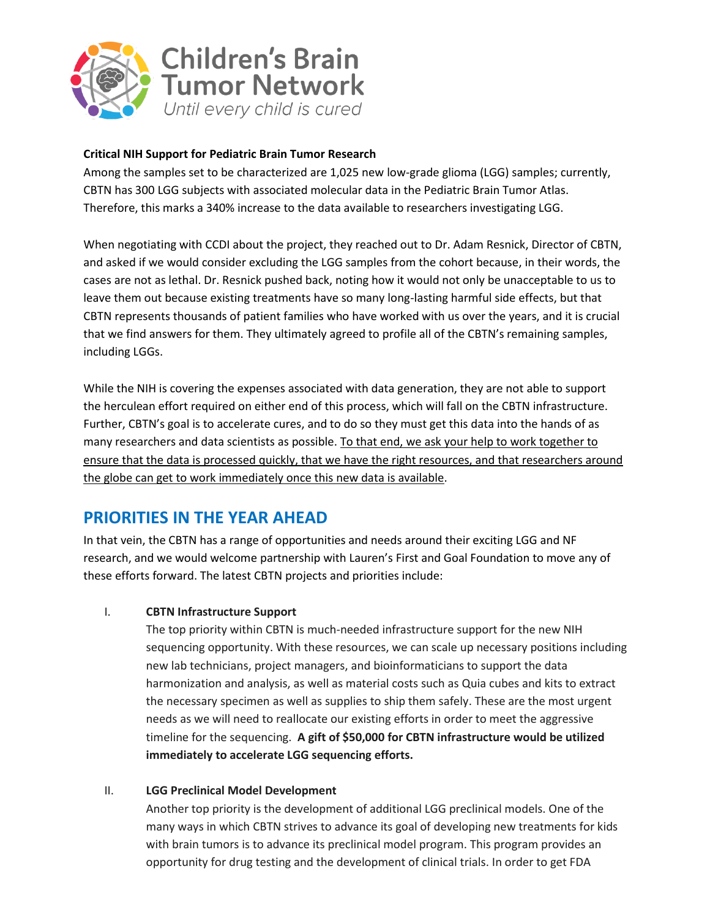**Critical NIH Support for Pediatric Brain Tumor Research**

Among the samples set to be characterized are 1,025 new low-grade glioma (LGG) samples; currently, CBTN has 300 LGG subjects with associated molecular data in the Pediatric Brain Tumor Atlas. Therefore, this marks a 340% increase to the data available to researchers investigating LGG.

When negotiating with CCDI about the project, they reached out to Dr. Adam Resnick, Director of CBTN, and asked if we would consider excluding the LGG samples from the cohort because, in their words, the cases are not as lethal. Dr. Resnick pushed back, noting how it would not only be unacceptable to us to leave them out because existing treatments have so many long-lasting harmful side effects, but that CBTN represents thousands of patient families who have worked with us over the years, and it is crucial that we find answers for them. They ultimately agreed to profile all of the CBTN's remaining samples, including LGGs.

While the NIH is covering the expenses associated with data generation, they are not able to support the herculean effort required on either end of this process, which will fall on the CBTN infrastructure. Further, CBTN's goal is to accelerate cures, and to do so they must get this data into the hands of as many researchers and data scientists as possible. <u>To that end, we ask your help to work together to ensure that the data is processed quickly, that we have the right resources, and that researchers around the globe can get to work immediately once this new data is available</u>.

## PRIORITIES IN THE YEAR AHEAD

In that vein, the CBTN has a range of opportunities and needs around their exciting LGG and NF research, and we would welcome partnership with Lauren's First and Goal Foundation to move any of these efforts forward. The latest CBTN projects and priorities include:

I. **CBTN Infrastructure Support**

   The top priority within CBTN is much-needed infrastructure support for the new NIH sequencing opportunity. With these resources, we can scale up necessary positions including new lab technicians, project managers, and bioinformaticians to support the data harmonization and analysis, as well as material costs such as Quia cubes and kits to extract the necessary specimen as well as supplies to ship them safely. These are the most urgent needs as we will need to reallocate our existing efforts in order to meet the aggressive timeline for the sequencing. **A gift of $50,000 for CBTN infrastructure would be utilized immediately to accelerate LGG sequencing efforts.**

II. **LGG Preclinical Model Development**

   Another top priority is the development of additional LGG preclinical models. One of the many ways in which CBTN strives to advance its goal of developing new treatments for kids with brain tumors is to advance its preclinical model program. This program provides an opportunity for drug testing and the development of clinical trials. In order to get FDA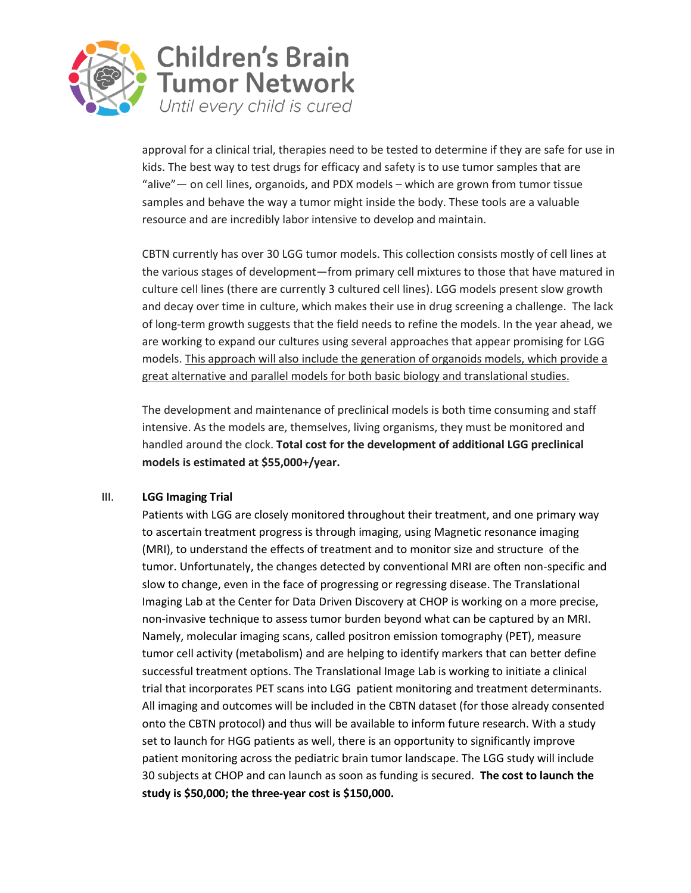approval for a clinical trial, therapies need to be tested to determine if they are safe for use in kids. The best way to test drugs for efficacy and safety is to use tumor samples that are "alive"— on cell lines, organoids, and PDX models – which are grown from tumor tissue samples and behave the way a tumor might inside the body. These tools are a valuable resource and are incredibly labor intensive to develop and maintain.

CBTN currently has over 30 LGG tumor models. This collection consists mostly of cell lines at the various stages of development—from primary cell mixtures to those that have matured in culture cell lines (there are currently 3 cultured cell lines). LGG models present slow growth and decay over time in culture, which makes their use in drug screening a challenge. The lack of long-term growth suggests that the field needs to refine the models. In the year ahead, we are working to expand our cultures using several approaches that appear promising for LGG models. <u>This approach will also include the generation of organoids models, which provide a great alternative and parallel models for both basic biology and translational studies.</u>

The development and maintenance of preclinical models is both time consuming and staff intensive. As the models are, themselves, living organisms, they must be monitored and handled around the clock. **Total cost for the development of additional LGG preclinical models is estimated at $55,000+/year.**

## III. LGG Imaging Trial

Patients with LGG are closely monitored throughout their treatment, and one primary way to ascertain treatment progress is through imaging, using Magnetic resonance imaging (MRI), to understand the effects of treatment and to monitor size and structure of the tumor. Unfortunately, the changes detected by conventional MRI are often non-specific and slow to change, even in the face of progressing or regressing disease. The Translational Imaging Lab at the Center for Data Driven Discovery at CHOP is working on a more precise, non-invasive technique to assess tumor burden beyond what can be captured by an MRI. Namely, molecular imaging scans, called positron emission tomography (PET), measure tumor cell activity (metabolism) and are helping to identify markers that can better define successful treatment options. The Translational Image Lab is working to initiate a clinical trial that incorporates PET scans into LGG patient monitoring and treatment determinants. All imaging and outcomes will be included in the CBTN dataset (for those already consented onto the CBTN protocol) and thus will be available to inform future research. With a study set to launch for HGG patients as well, there is an opportunity to significantly improve patient monitoring across the pediatric brain tumor landscape. The LGG study will include 30 subjects at CHOP and can launch as soon as funding is secured. **The cost to launch the study is $50,000; the three-year cost is $150,000.**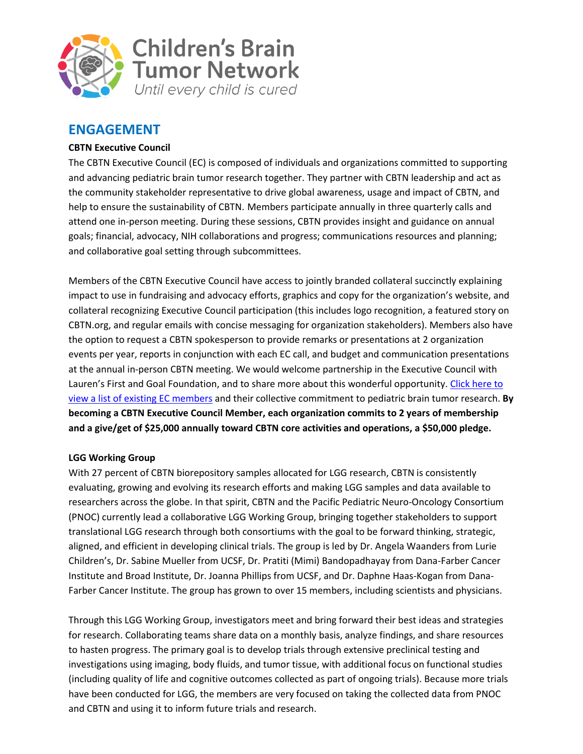## ENGAGEMENT

**CBTN Executive Council**

The CBTN Executive Council (EC) is composed of individuals and organizations committed to supporting and advancing pediatric brain tumor research together. They partner with CBTN leadership and act as the community stakeholder representative to drive global awareness, usage and impact of CBTN, and help to ensure the sustainability of CBTN. Members participate annually in three quarterly calls and attend one in-person meeting. During these sessions, CBTN provides insight and guidance on annual goals; financial, advocacy, NIH collaborations and progress; communications resources and planning; and collaborative goal setting through subcommittees.

Members of the CBTN Executive Council have access to jointly branded collateral succinctly explaining impact to use in fundraising and advocacy efforts, graphics and copy for the organization's website, and collateral recognizing Executive Council participation (this includes logo recognition, a featured story on CBTN.org, and regular emails with concise messaging for organization stakeholders). Members also have the option to request a CBTN spokesperson to provide remarks or presentations at 2 organization events per year, reports in conjunction with each EC call, and budget and communication presentations at the annual in-person CBTN meeting. We would welcome partnership in the Executive Council with Lauren's First and Goal Foundation, and to share more about this wonderful opportunity. Click here to view a list of existing EC members and their collective commitment to pediatric brain tumor research. **By becoming a CBTN Executive Council Member, each organization commits to 2 years of membership and a give/get of $25,000 annually toward CBTN core activities and operations, a $50,000 pledge.**

**LGG Working Group**

With 27 percent of CBTN biorepository samples allocated for LGG research, CBTN is consistently evaluating, growing and evolving its research efforts and making LGG samples and data available to researchers across the globe. In that spirit, CBTN and the Pacific Pediatric Neuro-Oncology Consortium (PNOC) currently lead a collaborative LGG Working Group, bringing together stakeholders to support translational LGG research through both consortiums with the goal to be forward thinking, strategic, aligned, and efficient in developing clinical trials. The group is led by Dr. Angela Waanders from Lurie Children's, Dr. Sabine Mueller from UCSF, Dr. Pratiti (Mimi) Bandopadhayay from Dana-Farber Cancer Institute and Broad Institute, Dr. Joanna Phillips from UCSF, and Dr. Daphne Haas-Kogan from Dana-Farber Cancer Institute. The group has grown to over 15 members, including scientists and physicians.

Through this LGG Working Group, investigators meet and bring forward their best ideas and strategies for research. Collaborating teams share data on a monthly basis, analyze findings, and share resources to hasten progress. The primary goal is to develop trials through extensive preclinical testing and investigations using imaging, body fluids, and tumor tissue, with additional focus on functional studies (including quality of life and cognitive outcomes collected as part of ongoing trials). Because more trials have been conducted for LGG, the members are very focused on taking the collected data from PNOC and CBTN and using it to inform future trials and research.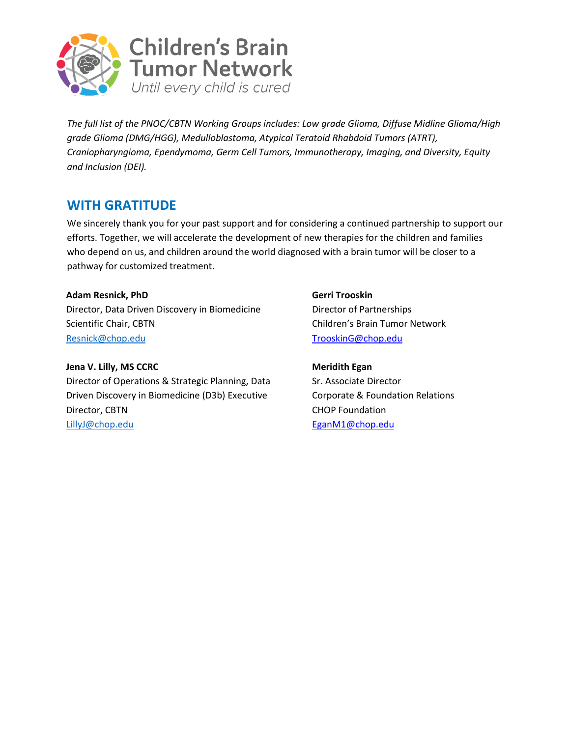*The full list of the PNOC/CBTN Working Groups includes: Low grade Glioma, Diffuse Midline Glioma/High grade Glioma (DMG/HGG), Medulloblastoma, Atypical Teratoid Rhabdoid Tumors (ATRT), Craniopharyngioma, Ependymoma, Germ Cell Tumors, Immunotherapy, Imaging, and Diversity, Equity and Inclusion (DEI).*

## WITH GRATITUDE

We sincerely thank you for your past support and for considering a continued partnership to support our efforts. Together, we will accelerate the development of new therapies for the children and families who depend on us, and children around the world diagnosed with a brain tumor will be closer to a pathway for customized treatment.

**Adam Resnick, PhD**
Director, Data Driven Discovery in Biomedicine
Scientific Chair, CBTN
Resnick@chop.edu

**Jena V. Lilly, MS CCRC**
Director of Operations & Strategic Planning, Data Driven Discovery in Biomedicine (D3b) Executive Director, CBTN
LillyJ@chop.edu

**Gerri Trooskin**
Director of Partnerships
Children's Brain Tumor Network
TrooskinG@chop.edu

**Meridith Egan**
Sr. Associate Director
Corporate & Foundation Relations
CHOP Foundation
EganM1@chop.edu